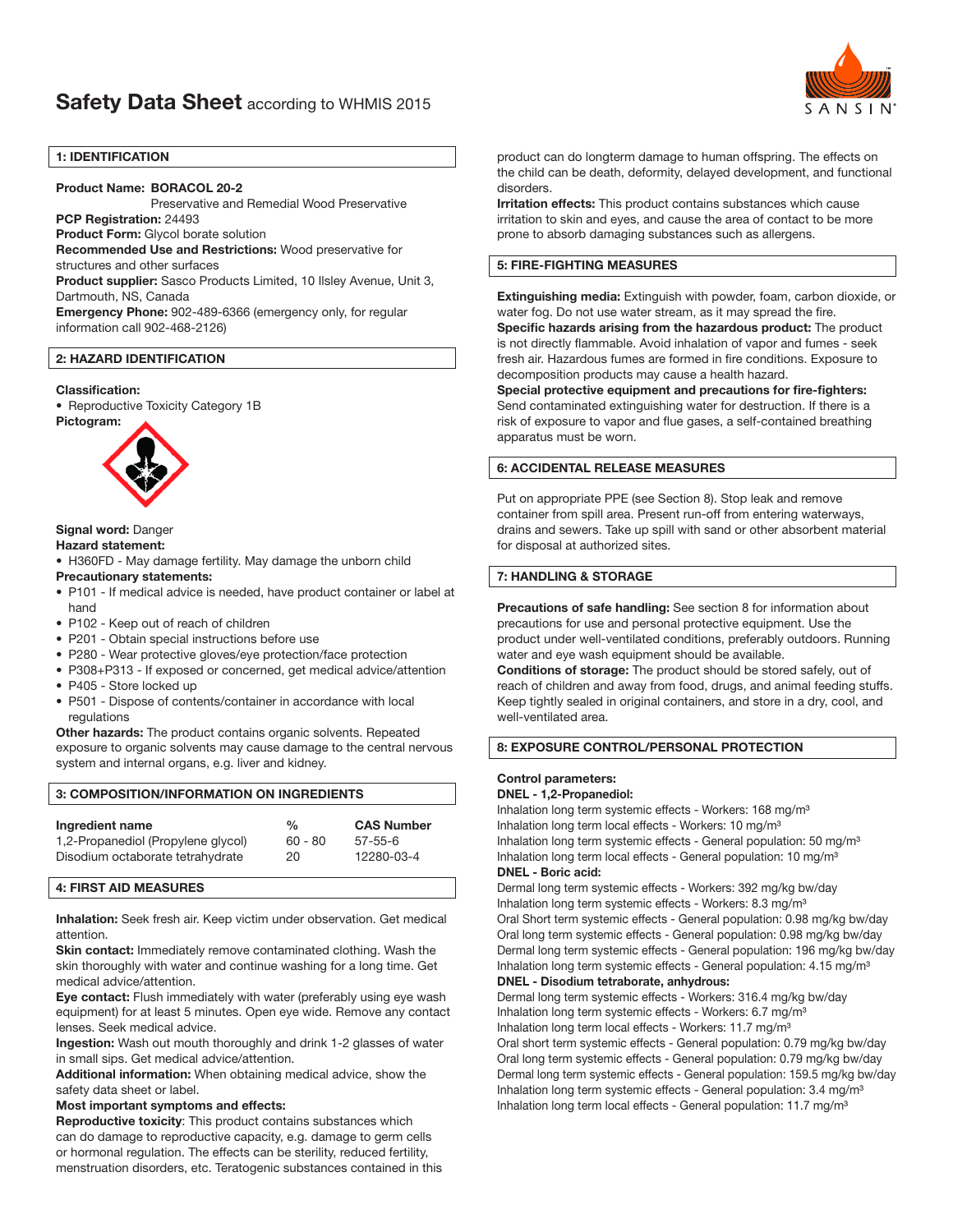# Safety Data Sheet according to WHMIS 2015

## 1: IDENTIFICATION

**Product Name: BORACOL 20-2**
Preservative and Remedial Wood Preservative
**PCP Registration:** 24493
**Product Form:** Glycol borate solution
**Recommended Use and Restrictions:** Wood preservative for structures and other surfaces
**Product supplier:** Sasco Products Limited, 10 Ilsley Avenue, Unit 3, Dartmouth, NS, Canada
**Emergency Phone:** 902-489-6366 (emergency only, for regular information call 902-468-2126)

## 2: HAZARD IDENTIFICATION

**Classification:**
- Reproductive Toxicity Category 1B

**Pictogram:**

**Signal word:** Danger
**Hazard statement:**
- H360FD - May damage fertility. May damage the unborn child

**Precautionary statements:**
- P101 - If medical advice is needed, have product container or label at hand
- P102 - Keep out of reach of children
- P201 - Obtain special instructions before use
- P280 - Wear protective gloves/eye protection/face protection
- P308+P313 - If exposed or concerned, get medical advice/attention
- P405 - Store locked up
- P501 - Dispose of contents/container in accordance with local regulations

**Other hazards:** The product contains organic solvents. Repeated exposure to organic solvents may cause damage to the central nervous system and internal organs, e.g. liver and kidney.

## 3: COMPOSITION/INFORMATION ON INGREDIENTS

| Ingredient name | % | CAS Number |
|---|---|---|
| 1,2-Propanediol (Propylene glycol) | 60 - 80 | 57-55-6 |
| Disodium octaborate tetrahydrate | 20 | 12280-03-4 |

## 4: FIRST AID MEASURES

**Inhalation:** Seek fresh air. Keep victim under observation. Get medical attention.
**Skin contact:** Immediately remove contaminated clothing. Wash the skin thoroughly with water and continue washing for a long time. Get medical advice/attention.
**Eye contact:** Flush immediately with water (preferably using eye wash equipment) for at least 5 minutes. Open eye wide. Remove any contact lenses. Seek medical advice.
**Ingestion:** Wash out mouth thoroughly and drink 1-2 glasses of water in small sips. Get medical advice/attention.
**Additional information:** When obtaining medical advice, show the safety data sheet or label.
**Most important symptoms and effects:**
**Reproductive toxicity**: This product contains substances which can do damage to reproductive capacity, e.g. damage to germ cells or hormonal regulation. The effects can be sterility, reduced fertility, menstruation disorders, etc. Teratogenic substances contained in this product can do longterm damage to human offspring. The effects on the child can be death, deformity, delayed development, and functional disorders.
**Irritation effects:** This product contains substances which cause irritation to skin and eyes, and cause the area of contact to be more prone to absorb damaging substances such as allergens.

## 5: FIRE-FIGHTING MEASURES

**Extinguishing media:** Extinguish with powder, foam, carbon dioxide, or water fog. Do not use water stream, as it may spread the fire.
**Specific hazards arising from the hazardous product:** The product is not directly flammable. Avoid inhalation of vapor and fumes - seek fresh air. Hazardous fumes are formed in fire conditions. Exposure to decomposition products may cause a health hazard.
**Special protective equipment and precautions for fire-fighters:** Send contaminated extinguishing water for destruction. If there is a risk of exposure to vapor and flue gases, a self-contained breathing apparatus must be worn.

## 6: ACCIDENTAL RELEASE MEASURES

Put on appropriate PPE (see Section 8). Stop leak and remove container from spill area. Present run-off from entering waterways, drains and sewers. Take up spill with sand or other absorbent material for disposal at authorized sites.

## 7: HANDLING & STORAGE

**Precautions of safe handling:** See section 8 for information about precautions for use and personal protective equipment. Use the product under well-ventilated conditions, preferably outdoors. Running water and eye wash equipment should be available.
**Conditions of storage:** The product should be stored safely, out of reach of children and away from food, drugs, and animal feeding stuffs. Keep tightly sealed in original containers, and store in a dry, cool, and well-ventilated area.

## 8: EXPOSURE CONTROL/PERSONAL PROTECTION

**Control parameters:**

**DNEL - 1,2-Propanediol:**
Inhalation long term systemic effects - Workers: 168 mg/m³
Inhalation long term local effects - Workers: 10 mg/m³
Inhalation long term systemic effects - General population: 50 mg/m³
Inhalation long term local effects - General population: 10 mg/m³

**DNEL - Boric acid:**
Dermal long term systemic effects - Workers: 392 mg/kg bw/day
Inhalation long term systemic effects - Workers: 8.3 mg/m³
Oral Short term systemic effects - General population: 0.98 mg/kg bw/day
Oral long term systemic effects - General population: 0.98 mg/kg bw/day
Dermal long term systemic effects - General population: 196 mg/kg bw/day
Inhalation long term systemic effects - General population: 4.15 mg/m³

**DNEL - Disodium tetraborate, anhydrous:**
Dermal long term systemic effects - Workers: 316.4 mg/kg bw/day
Inhalation long term systemic effects - Workers: 6.7 mg/m³
Inhalation long term local effects - Workers: 11.7 mg/m³
Oral short term systemic effects - General population: 0.79 mg/kg bw/day
Oral long term systemic effects - General population: 0.79 mg/kg bw/day
Dermal long term systemic effects - General population: 159.5 mg/kg bw/day
Inhalation long term systemic effects - General population: 3.4 mg/m³
Inhalation long term local effects - General population: 11.7 mg/m³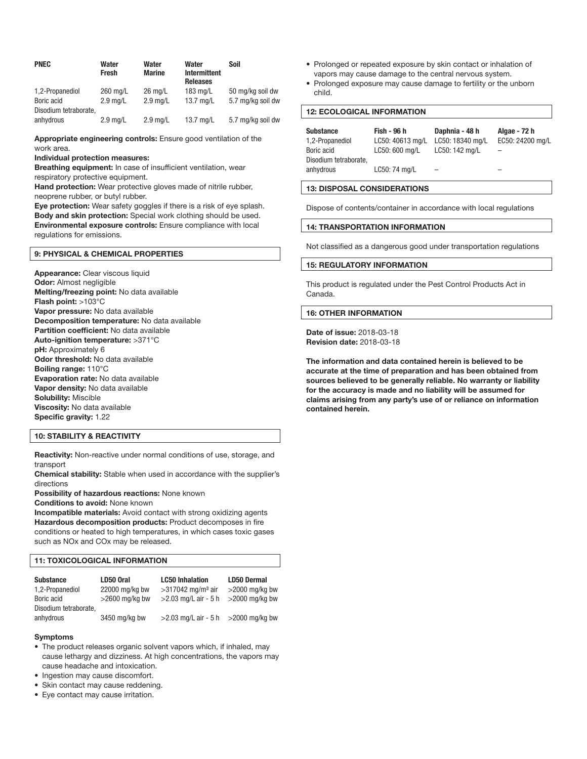| PNEC | Water Fresh | Water Marine | Water Intermittent Releases | Soil |
|---|---|---|---|---|
| 1,2-Propanediol | 260 mg/L | 26 mg/L | 183 mg/L | 50 mg/kg soil dw |
| Boric acid | 2.9 mg/L | 2.9 mg/L | 13.7 mg/L | 5.7 mg/kg soil dw |
| Disodium tetraborate, anhydrous | 2.9 mg/L | 2.9 mg/L | 13.7 mg/L | 5.7 mg/kg soil dw |

**Appropriate engineering controls:** Ensure good ventilation of the work area.

**Individual protection measures:**

**Breathing equipment:** In case of insufficient ventilation, wear respiratory protective equipment.

**Hand protection:** Wear protective gloves made of nitrile rubber, neoprene rubber, or butyl rubber.

**Eye protection:** Wear safety goggles if there is a risk of eye splash.

**Body and skin protection:** Special work clothing should be used.

**Environmental exposure controls:** Ensure compliance with local regulations for emissions.

## 9: PHYSICAL & CHEMICAL PROPERTIES

**Appearance:** Clear viscous liquid
**Odor:** Almost negligible
**Melting/freezing point:** No data available
**Flash point:** >103°C
**Vapor pressure:** No data available
**Decomposition temperature:** No data available
**Partition coefficient:** No data available
**Auto-ignition temperature:** >371°C
**pH:** Approximately 6
**Odor threshold:** No data available
**Boiling range:** 110°C
**Evaporation rate:** No data available
**Vapor density:** No data available
**Solubility:** Miscible
**Viscosity:** No data available
**Specific gravity:** 1.22

## 10: STABILITY & REACTIVITY

**Reactivity:** Non-reactive under normal conditions of use, storage, and transport

**Chemical stability:** Stable when used in accordance with the supplier's directions

**Possibility of hazardous reactions:** None known

**Conditions to avoid:** None known

**Incompatible materials:** Avoid contact with strong oxidizing agents

**Hazardous decomposition products:** Product decomposes in fire conditions or heated to high temperatures, in which cases toxic gases such as NOx and COx may be released.

## 11: TOXICOLOGICAL INFORMATION

| Substance | LD50 Oral | LC50 Inhalation | LD50 Dermal |
|---|---|---|---|
| 1,2-Propanediol | 22000 mg/kg bw | >317042 mg/m³ air | >2000 mg/kg bw |
| Boric acid | >2600 mg/kg bw | >2.03 mg/L air - 5 h | >2000 mg/kg bw |
| Disodium tetraborate, anhydrous | 3450 mg/kg bw | >2.03 mg/L air - 5 h | >2000 mg/kg bw |

**Symptoms**

- The product releases organic solvent vapors which, if inhaled, may cause lethargy and dizziness. At high concentrations, the vapors may cause headache and intoxication.
- Ingestion may cause discomfort.
- Skin contact may cause reddening.
- Eye contact may cause irritation.
- Prolonged or repeated exposure by skin contact or inhalation of vapors may cause damage to the central nervous system.
- Prolonged exposure may cause damage to fertility or the unborn child.

## 12: ECOLOGICAL INFORMATION

| Substance | Fish - 96 h | Daphnia - 48 h | Algae - 72 h |
|---|---|---|---|
| 1,2-Propanediol | LC50: 40613 mg/L | LC50: 18340 mg/L | EC50: 24200 mg/L |
| Boric acid | LC50: 600 mg/L | LC50: 142 mg/L | – |
| Disodium tetraborate, anhydrous | LC50: 74 mg/L | – | – |

## 13: DISPOSAL CONSIDERATIONS

Dispose of contents/container in accordance with local regulations

## 14: TRANSPORTATION INFORMATION

Not classified as a dangerous good under transportation regulations

## 15: REGULATORY INFORMATION

This product is regulated under the Pest Control Products Act in Canada.

## 16: OTHER INFORMATION

**Date of issue:** 2018-03-18
**Revision date:** 2018-03-18

**The information and data contained herein is believed to be accurate at the time of preparation and has been obtained from sources believed to be generally reliable. No warranty or liability for the accuracy is made and no liability will be assumed for claims arising from any party's use of or reliance on information contained herein.**